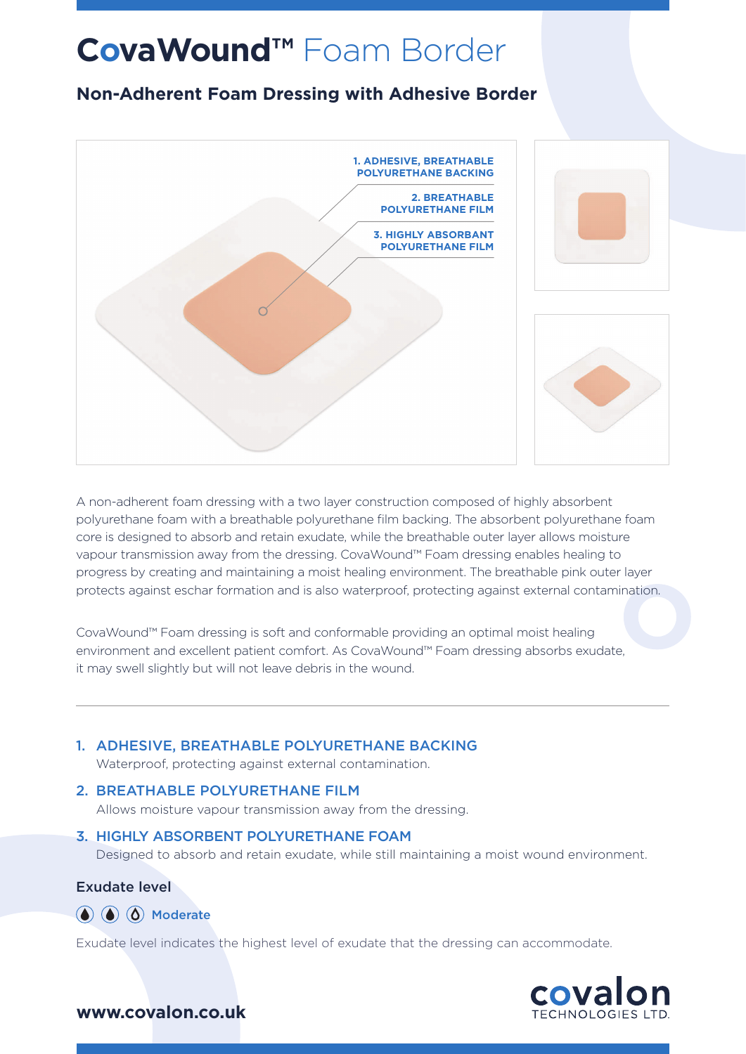# CovaWound™ Foam Border

## Non-Adherent Foam Dressing with Adhesive Border

1. ADHESIVE, BREATHABLE POLYURETHANE BACKING
2. BREATHABLE POLYURETHANE FILM
3. HIGHLY ABSORBANT POLYURETHANE FILM

A non-adherent foam dressing with a two layer construction composed of highly absorbent polyurethane foam with a breathable polyurethane film backing. The absorbent polyurethane foam core is designed to absorb and retain exudate, while the breathable outer layer allows moisture vapour transmission away from the dressing. CovaWound™ Foam dressing enables healing to progress by creating and maintaining a moist healing environment. The breathable pink outer layer protects against eschar formation and is also waterproof, protecting against external contamination.

CovaWound™ Foam dressing is soft and conformable providing an optimal moist healing environment and excellent patient comfort. As CovaWound™ Foam dressing absorbs exudate, it may swell slightly but will not leave debris in the wound.

---

1. **ADHESIVE, BREATHABLE POLYURETHANE BACKING**
   Waterproof, protecting against external contamination.
2. **BREATHABLE POLYURETHANE FILM**
   Allows moisture vapour transmission away from the dressing.
3. **HIGHLY ABSORBENT POLYURETHANE FOAM**
   Designed to absorb and retain exudate, while still maintaining a moist wound environment.

### Exudate level

Moderate

Exudate level indicates the highest level of exudate that the dressing can accommodate.

**www.covalon.co.uk**

covalon TECHNOLOGIES LTD.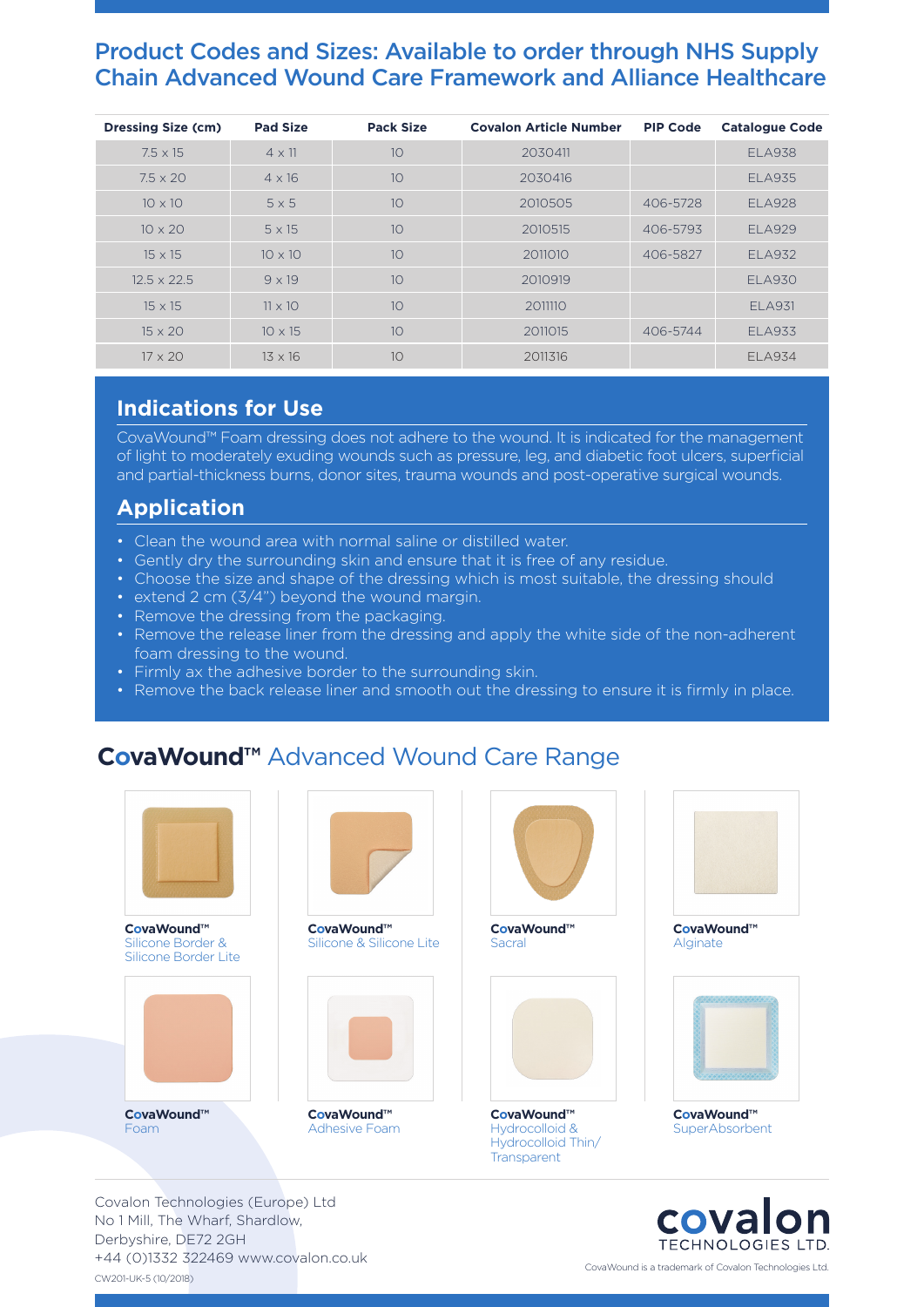## Product Codes and Sizes: Available to order through NHS Supply Chain Advanced Wound Care Framework and Alliance Healthcare

| Dressing Size (cm) | Pad Size | Pack Size | Covalon Article Number | PIP Code | Catalogue Code |
|---|---|---|---|---|---|
| 7.5 x 15 | 4 x 11 | 10 | 2030411 | | ELA938 |
| 7.5 x 20 | 4 x 16 | 10 | 2030416 | | ELA935 |
| 10 x 10 | 5 x 5 | 10 | 2010505 | 406-5728 | ELA928 |
| 10 x 20 | 5 x 15 | 10 | 2010515 | 406-5793 | ELA929 |
| 15 x 15 | 10 x 10 | 10 | 2011010 | 406-5827 | ELA932 |
| 12.5 x 22.5 | 9 x 19 | 10 | 2010919 | | ELA930 |
| 15 x 15 | 11 x 10 | 10 | 2011110 | | ELA931 |
| 15 x 20 | 10 x 15 | 10 | 2011015 | 406-5744 | ELA933 |
| 17 x 20 | 13 x 16 | 10 | 2011316 | | ELA934 |

## Indications for Use

CovaWound™ Foam dressing does not adhere to the wound. It is indicated for the management of light to moderately exuding wounds such as pressure, leg, and diabetic foot ulcers, superficial and partial-thickness burns, donor sites, trauma wounds and post-operative surgical wounds.

## Application

- Clean the wound area with normal saline or distilled water.
- Gently dry the surrounding skin and ensure that it is free of any residue.
- Choose the size and shape of the dressing which is most suitable, the dressing should
- extend 2 cm (3/4") beyond the wound margin.
- Remove the dressing from the packaging.
- Remove the release liner from the dressing and apply the white side of the non-adherent foam dressing to the wound.
- Firmly ax the adhesive border to the surrounding skin.
- Remove the back release liner and smooth out the dressing to ensure it is firmly in place.

## CovaWound™ Advanced Wound Care Range

**CovaWound™** Silicone Border & Silicone Border Lite

**CovaWound™** Silicone & Silicone Lite

**CovaWound™** Sacral

**CovaWound™** Alginate

**CovaWound™** Foam

**CovaWound™** Adhesive Foam

**CovaWound™** Hydrocolloid & Hydrocolloid Thin/ Transparent

**CovaWound™** SuperAbsorbent

Covalon Technologies (Europe) Ltd
No 1 Mill, The Wharf, Shardlow,
Derbyshire, DE72 2GH
+44 (0)1332 322469 www.covalon.co.uk

CW201-UK-5 (10/2018)

covalon TECHNOLOGIES LTD.

CovaWound is a trademark of Covalon Technologies Ltd.